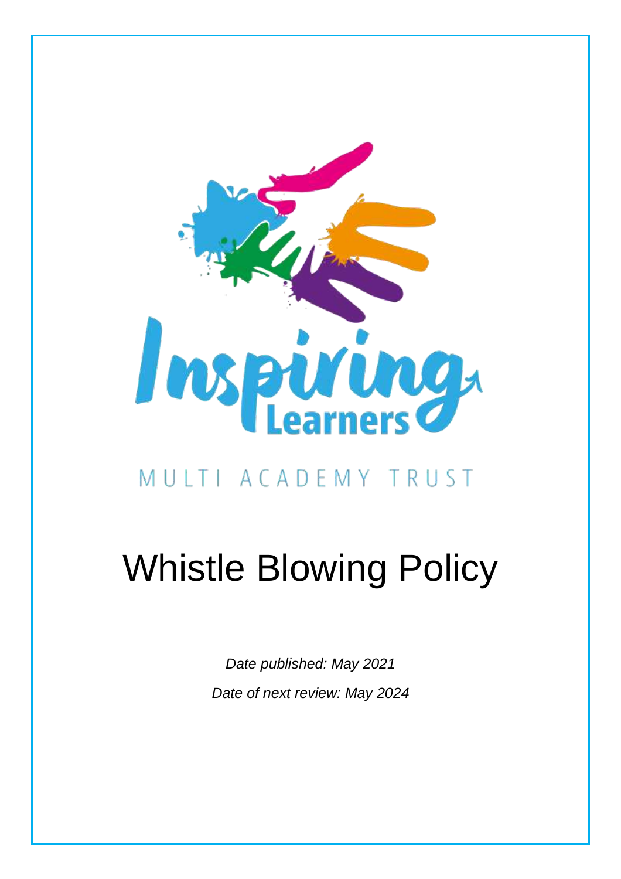Inspiring Learners

MULTI ACADEMY TRUST

# Whistle Blowing Policy

*Date published: May 2021*

*Date of next review: May 2024*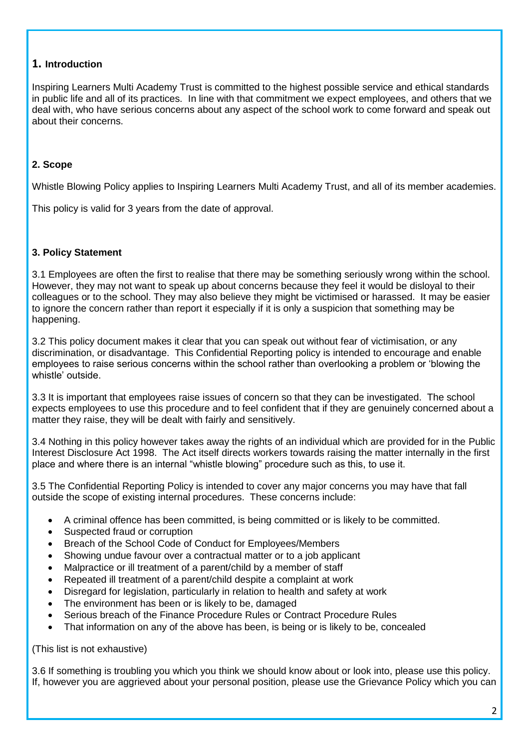## 1. Introduction

Inspiring Learners Multi Academy Trust is committed to the highest possible service and ethical standards in public life and all of its practices. In line with that commitment we expect employees, and others that we deal with, who have serious concerns about any aspect of the school work to come forward and speak out about their concerns.

## 2. Scope

Whistle Blowing Policy applies to Inspiring Learners Multi Academy Trust, and all of its member academies.

This policy is valid for 3 years from the date of approval.

## 3. Policy Statement

3.1 Employees are often the first to realise that there may be something seriously wrong within the school. However, they may not want to speak up about concerns because they feel it would be disloyal to their colleagues or to the school. They may also believe they might be victimised or harassed. It may be easier to ignore the concern rather than report it especially if it is only a suspicion that something may be happening.

3.2 This policy document makes it clear that you can speak out without fear of victimisation, or any discrimination, or disadvantage. This Confidential Reporting policy is intended to encourage and enable employees to raise serious concerns within the school rather than overlooking a problem or 'blowing the whistle' outside.

3.3 It is important that employees raise issues of concern so that they can be investigated. The school expects employees to use this procedure and to feel confident that if they are genuinely concerned about a matter they raise, they will be dealt with fairly and sensitively.

3.4 Nothing in this policy however takes away the rights of an individual which are provided for in the Public Interest Disclosure Act 1998. The Act itself directs workers towards raising the matter internally in the first place and where there is an internal "whistle blowing" procedure such as this, to use it.

3.5 The Confidential Reporting Policy is intended to cover any major concerns you may have that fall outside the scope of existing internal procedures. These concerns include:

- A criminal offence has been committed, is being committed or is likely to be committed.
- Suspected fraud or corruption
- Breach of the School Code of Conduct for Employees/Members
- Showing undue favour over a contractual matter or to a job applicant
- Malpractice or ill treatment of a parent/child by a member of staff
- Repeated ill treatment of a parent/child despite a complaint at work
- Disregard for legislation, particularly in relation to health and safety at work
- The environment has been or is likely to be, damaged
- Serious breach of the Finance Procedure Rules or Contract Procedure Rules
- That information on any of the above has been, is being or is likely to be, concealed

(This list is not exhaustive)

3.6 If something is troubling you which you think we should know about or look into, please use this policy. If, however you are aggrieved about your personal position, please use the Grievance Policy which you can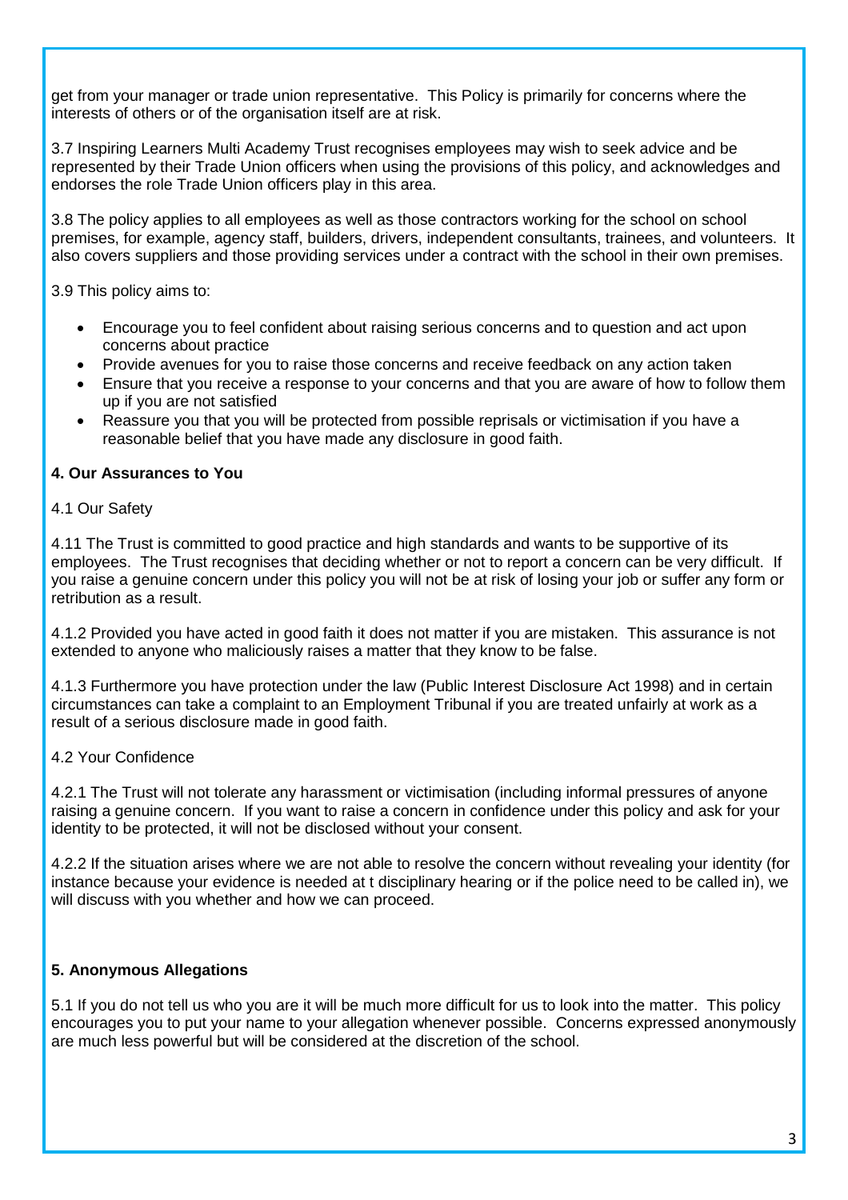get from your manager or trade union representative. This Policy is primarily for concerns where the interests of others or of the organisation itself are at risk.

3.7 Inspiring Learners Multi Academy Trust recognises employees may wish to seek advice and be represented by their Trade Union officers when using the provisions of this policy, and acknowledges and endorses the role Trade Union officers play in this area.

3.8 The policy applies to all employees as well as those contractors working for the school on school premises, for example, agency staff, builders, drivers, independent consultants, trainees, and volunteers. It also covers suppliers and those providing services under a contract with the school in their own premises.

3.9 This policy aims to:

- Encourage you to feel confident about raising serious concerns and to question and act upon concerns about practice
- Provide avenues for you to raise those concerns and receive feedback on any action taken
- Ensure that you receive a response to your concerns and that you are aware of how to follow them up if you are not satisfied
- Reassure you that you will be protected from possible reprisals or victimisation if you have a reasonable belief that you have made any disclosure in good faith.

**4. Our Assurances to You**

4.1 Our Safety

4.11 The Trust is committed to good practice and high standards and wants to be supportive of its employees. The Trust recognises that deciding whether or not to report a concern can be very difficult. If you raise a genuine concern under this policy you will not be at risk of losing your job or suffer any form or retribution as a result.

4.1.2 Provided you have acted in good faith it does not matter if you are mistaken. This assurance is not extended to anyone who maliciously raises a matter that they know to be false.

4.1.3 Furthermore you have protection under the law (Public Interest Disclosure Act 1998) and in certain circumstances can take a complaint to an Employment Tribunal if you are treated unfairly at work as a result of a serious disclosure made in good faith.

4.2 Your Confidence

4.2.1 The Trust will not tolerate any harassment or victimisation (including informal pressures of anyone raising a genuine concern. If you want to raise a concern in confidence under this policy and ask for your identity to be protected, it will not be disclosed without your consent.

4.2.2 If the situation arises where we are not able to resolve the concern without revealing your identity (for instance because your evidence is needed at t disciplinary hearing or if the police need to be called in), we will discuss with you whether and how we can proceed.

**5. Anonymous Allegations**

5.1 If you do not tell us who you are it will be much more difficult for us to look into the matter. This policy encourages you to put your name to your allegation whenever possible. Concerns expressed anonymously are much less powerful but will be considered at the discretion of the school.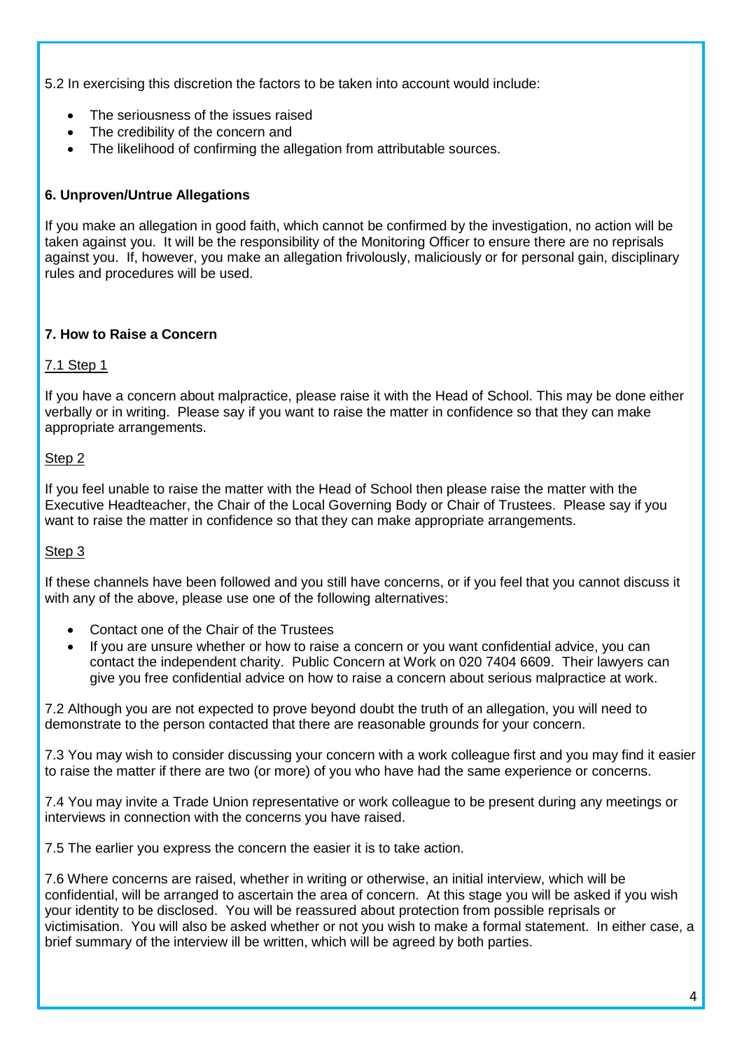5.2 In exercising this discretion the factors to be taken into account would include:

- The seriousness of the issues raised
- The credibility of the concern and
- The likelihood of confirming the allegation from attributable sources.

**6. Unproven/Untrue Allegations**

If you make an allegation in good faith, which cannot be confirmed by the investigation, no action will be taken against you. It will be the responsibility of the Monitoring Officer to ensure there are no reprisals against you. If, however, you make an allegation frivolously, maliciously or for personal gain, disciplinary rules and procedures will be used.

**7. How to Raise a Concern**

7.1 Step 1

If you have a concern about malpractice, please raise it with the Head of School. This may be done either verbally or in writing. Please say if you want to raise the matter in confidence so that they can make appropriate arrangements.

Step 2

If you feel unable to raise the matter with the Head of School then please raise the matter with the Executive Headteacher, the Chair of the Local Governing Body or Chair of Trustees. Please say if you want to raise the matter in confidence so that they can make appropriate arrangements.

Step 3

If these channels have been followed and you still have concerns, or if you feel that you cannot discuss it with any of the above, please use one of the following alternatives:

- Contact one of the Chair of the Trustees
- If you are unsure whether or how to raise a concern or you want confidential advice, you can contact the independent charity. Public Concern at Work on 020 7404 6609. Their lawyers can give you free confidential advice on how to raise a concern about serious malpractice at work.

7.2 Although you are not expected to prove beyond doubt the truth of an allegation, you will need to demonstrate to the person contacted that there are reasonable grounds for your concern.

7.3 You may wish to consider discussing your concern with a work colleague first and you may find it easier to raise the matter if there are two (or more) of you who have had the same experience or concerns.

7.4 You may invite a Trade Union representative or work colleague to be present during any meetings or interviews in connection with the concerns you have raised.

7.5 The earlier you express the concern the easier it is to take action.

7.6 Where concerns are raised, whether in writing or otherwise, an initial interview, which will be confidential, will be arranged to ascertain the area of concern. At this stage you will be asked if you wish your identity to be disclosed. You will be reassured about protection from possible reprisals or victimisation. You will also be asked whether or not you wish to make a formal statement. In either case, a brief summary of the interview ill be written, which will be agreed by both parties.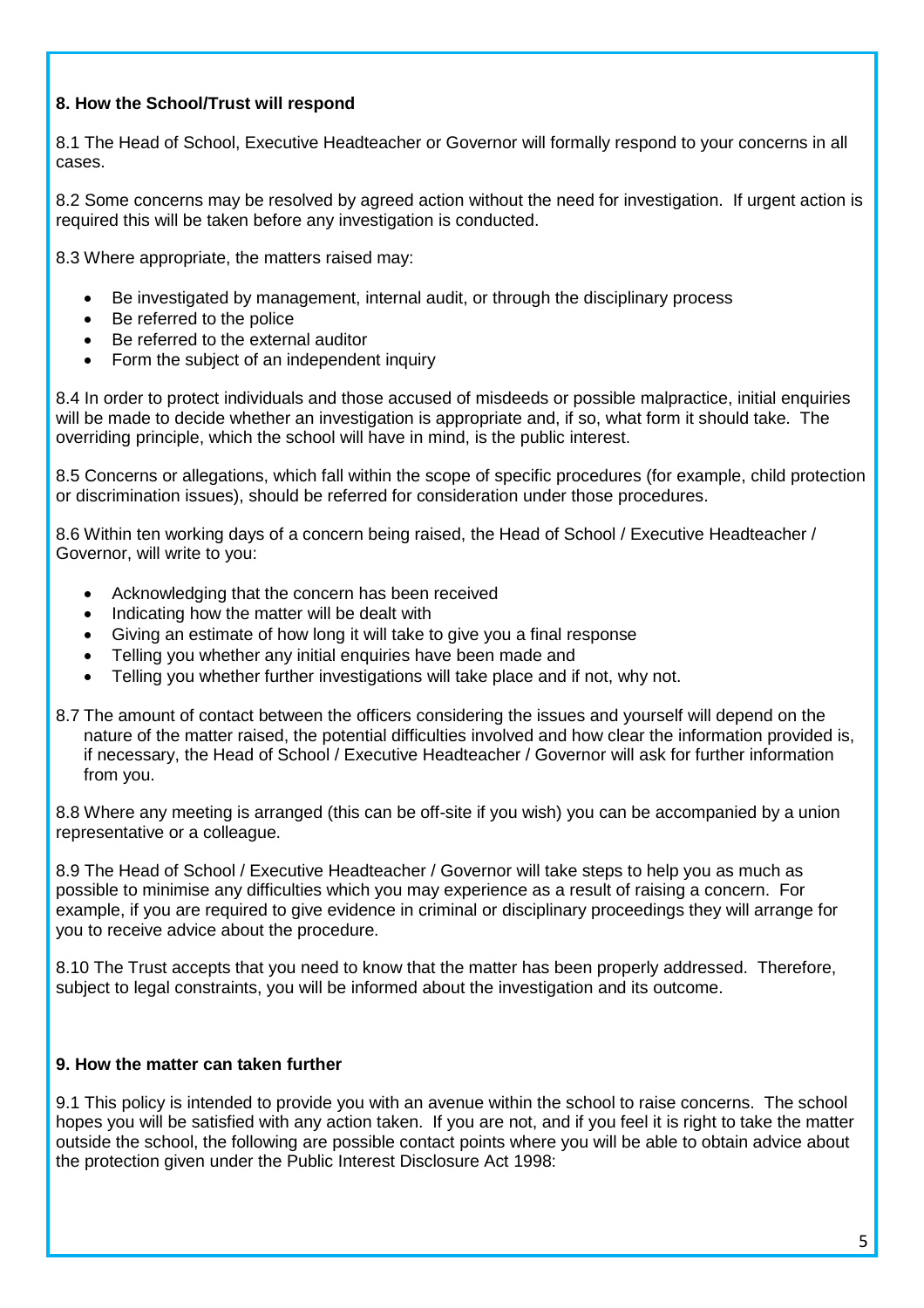**8. How the School/Trust will respond**

8.1 The Head of School, Executive Headteacher or Governor will formally respond to your concerns in all cases.

8.2 Some concerns may be resolved by agreed action without the need for investigation. If urgent action is required this will be taken before any investigation is conducted.

8.3 Where appropriate, the matters raised may:

- Be investigated by management, internal audit, or through the disciplinary process
- Be referred to the police
- Be referred to the external auditor
- Form the subject of an independent inquiry

8.4 In order to protect individuals and those accused of misdeeds or possible malpractice, initial enquiries will be made to decide whether an investigation is appropriate and, if so, what form it should take. The overriding principle, which the school will have in mind, is the public interest.

8.5 Concerns or allegations, which fall within the scope of specific procedures (for example, child protection or discrimination issues), should be referred for consideration under those procedures.

8.6 Within ten working days of a concern being raised, the Head of School / Executive Headteacher / Governor, will write to you:

- Acknowledging that the concern has been received
- Indicating how the matter will be dealt with
- Giving an estimate of how long it will take to give you a final response
- Telling you whether any initial enquiries have been made and
- Telling you whether further investigations will take place and if not, why not.

8.7 The amount of contact between the officers considering the issues and yourself will depend on the nature of the matter raised, the potential difficulties involved and how clear the information provided is, if necessary, the Head of School / Executive Headteacher / Governor will ask for further information from you.

8.8 Where any meeting is arranged (this can be off-site if you wish) you can be accompanied by a union representative or a colleague.

8.9 The Head of School / Executive Headteacher / Governor will take steps to help you as much as possible to minimise any difficulties which you may experience as a result of raising a concern. For example, if you are required to give evidence in criminal or disciplinary proceedings they will arrange for you to receive advice about the procedure.

8.10 The Trust accepts that you need to know that the matter has been properly addressed. Therefore, subject to legal constraints, you will be informed about the investigation and its outcome.

**9. How the matter can taken further**

9.1 This policy is intended to provide you with an avenue within the school to raise concerns. The school hopes you will be satisfied with any action taken. If you are not, and if you feel it is right to take the matter outside the school, the following are possible contact points where you will be able to obtain advice about the protection given under the Public Interest Disclosure Act 1998: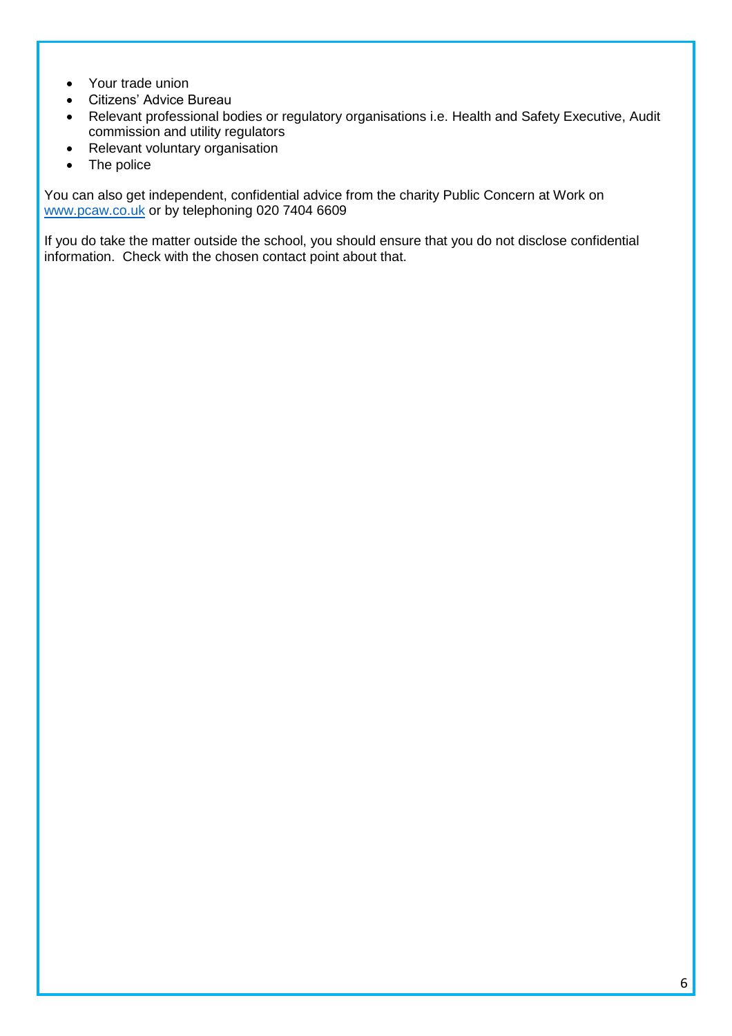- Your trade union
- Citizens' Advice Bureau
- Relevant professional bodies or regulatory organisations i.e. Health and Safety Executive, Audit commission and utility regulators
- Relevant voluntary organisation
- The police

You can also get independent, confidential advice from the charity Public Concern at Work on [www.pcaw.co.uk](www.pcaw.co.uk) or by telephoning 020 7404 6609

If you do take the matter outside the school, you should ensure that you do not disclose confidential information. Check with the chosen contact point about that.